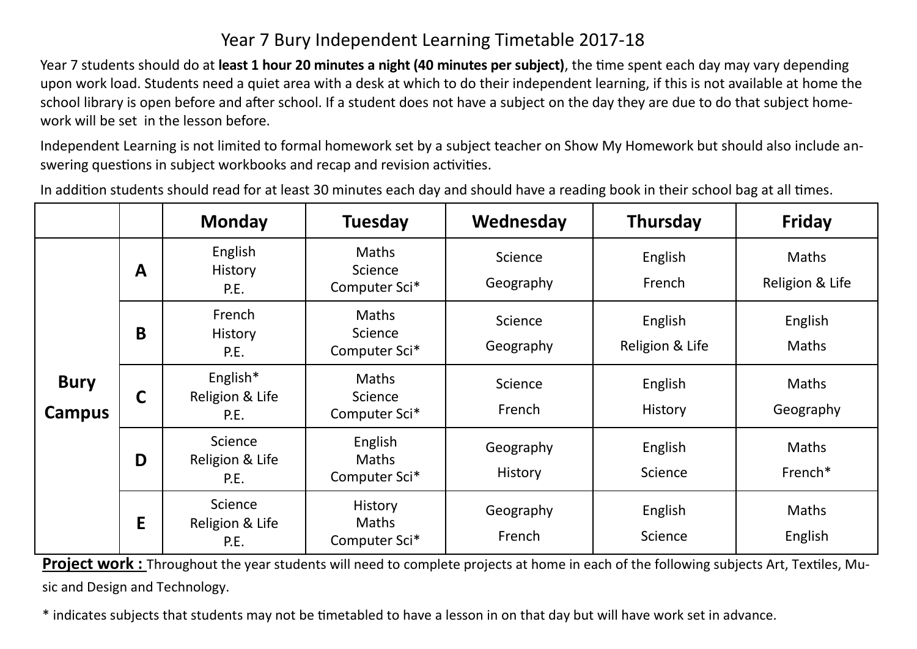# Year 7 Bury Independent Learning Timetable 2017-18

Year 7 students should do at **least 1 hour 20 minutes a night (40 minutes per subject)**, the time spent each day may vary depending upon work load. Students need a quiet area with a desk at which to do their independent learning, if this is not available at home the school library is open before and after school. If a student does not have a subject on the day they are due to do that subject homework will be set in the lesson before.

Independent Learning is not limited to formal homework set by a subject teacher on Show My Homework but should also include answering questions in subject workbooks and recap and revision activities.

In addition students should read for at least 30 minutes each day and should have a reading book in their school bag at all times.

| | | **Monday** | **Tuesday** | **Wednesday** | **Thursday** | **Friday** |
|---|---|---|---|---|---|---|
| **Bury Campus** | **A** | English<br>History<br>P.E. | Maths<br>Science<br>Computer Sci* | Science<br>Geography | English<br>French | Maths<br>Religion & Life |
| | **B** | French<br>History<br>P.E. | Maths<br>Science<br>Computer Sci* | Science<br>Geography | English<br>Religion & Life | English<br>Maths |
| | **C** | English*<br>Religion & Life<br>P.E. | Maths<br>Science<br>Computer Sci* | Science<br>French | English<br>History | Maths<br>Geography |
| | **D** | Science<br>Religion & Life<br>P.E. | English<br>Maths<br>Computer Sci* | Geography<br>History | English<br>Science | Maths<br>French* |
| | **E** | Science<br>Religion & Life<br>P.E. | History<br>Maths<br>Computer Sci* | Geography<br>French | English<br>Science | Maths<br>English |

**Project work :** Throughout the year students will need to complete projects at home in each of the following subjects Art, Textiles, Music and Design and Technology.

* indicates subjects that students may not be timetabled to have a lesson in on that day but will have work set in advance.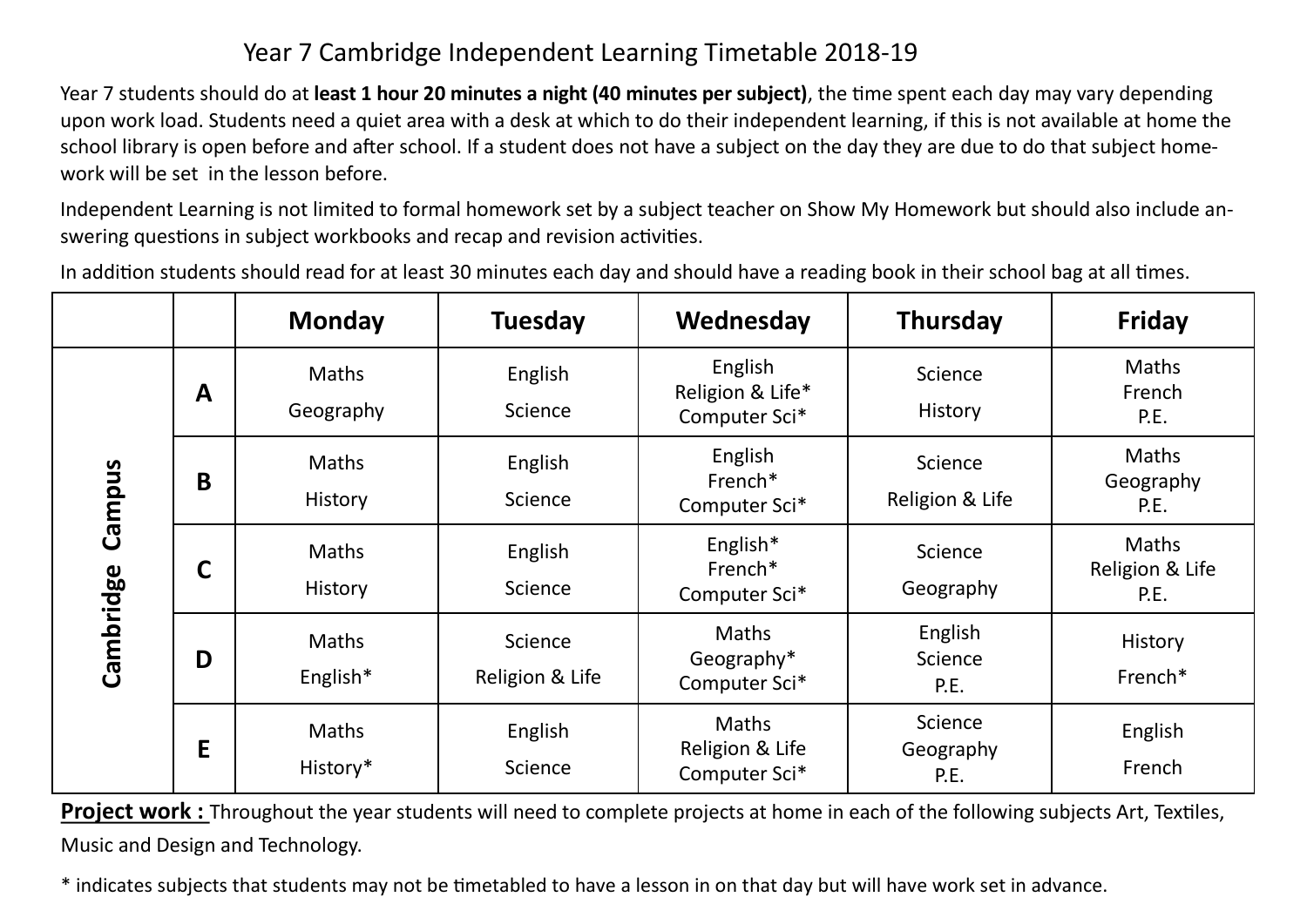# Year 7 Cambridge Independent Learning Timetable 2018-19

Year 7 students should do at **least 1 hour 20 minutes a night (40 minutes per subject)**, the time spent each day may vary depending upon work load. Students need a quiet area with a desk at which to do their independent learning, if this is not available at home the school library is open before and after school. If a student does not have a subject on the day they are due to do that subject homework will be set in the lesson before.

Independent Learning is not limited to formal homework set by a subject teacher on Show My Homework but should also include answering questions in subject workbooks and recap and revision activities.

In addition students should read for at least 30 minutes each day and should have a reading book in their school bag at all times.

| | | Monday | Tuesday | Wednesday | Thursday | Friday |
|---|---|---|---|---|---|---|
| Cambridge Campus | A | Maths<br>Geography | English<br>Science | English<br>Religion & Life*<br>Computer Sci* | Science<br>History | Maths<br>French<br>P.E. |
| | B | Maths<br>History | English<br>Science | English<br>French*<br>Computer Sci* | Science<br>Religion & Life | Maths<br>Geography<br>P.E. |
| | C | Maths<br>History | English<br>Science | English*<br>French*<br>Computer Sci* | Science<br>Geography | Maths<br>Religion & Life<br>P.E. |
| | D | Maths<br>English* | Science<br>Religion & Life | Maths<br>Geography*<br>Computer Sci* | English<br>Science<br>P.E. | History<br>French* |
| | E | Maths<br>History* | English<br>Science | Maths<br>Religion & Life<br>Computer Sci* | Science<br>Geography<br>P.E. | English<br>French |

**Project work :** Throughout the year students will need to complete projects at home in each of the following subjects Art, Textiles, Music and Design and Technology.

* indicates subjects that students may not be timetabled to have a lesson in on that day but will have work set in advance.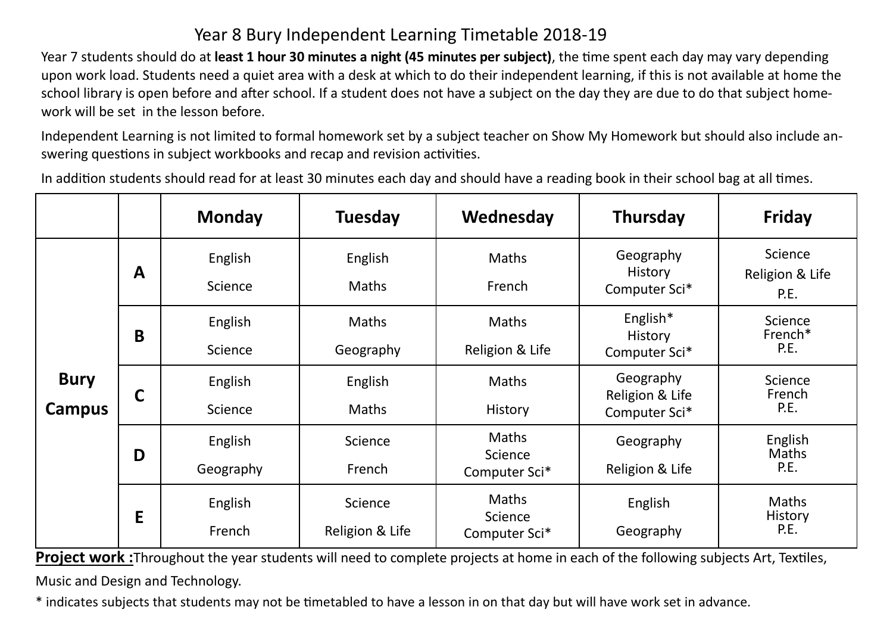# Year 8 Bury Independent Learning Timetable 2018-19

Year 7 students should do at **least 1 hour 30 minutes a night (45 minutes per subject)**, the time spent each day may vary depending upon work load. Students need a quiet area with a desk at which to do their independent learning, if this is not available at home the school library is open before and after school. If a student does not have a subject on the day they are due to do that subject homework will be set in the lesson before.

Independent Learning is not limited to formal homework set by a subject teacher on Show My Homework but should also include answering questions in subject workbooks and recap and revision activities.

In addition students should read for at least 30 minutes each day and should have a reading book in their school bag at all times.

| | | Monday | Tuesday | Wednesday | Thursday | Friday |
|---|---|---|---|---|---|---|
| Bury Campus | A | English<br>Science | English<br>Maths | Maths<br>French | Geography<br>History<br>Computer Sci* | Science<br>Religion & Life<br>P.E. |
| | B | English<br>Science | Maths<br>Geography | Maths<br>Religion & Life | English*<br>History<br>Computer Sci* | Science<br>French*<br>P.E. |
| | C | English<br>Science | English<br>Maths | Maths<br>History | Geography<br>Religion & Life<br>Computer Sci* | Science<br>French<br>P.E. |
| | D | English<br>Geography | Science<br>French | Maths<br>Science<br>Computer Sci* | Geography<br>Religion & Life | English<br>Maths<br>P.E. |
| | E | English<br>French | Science<br>Religion & Life | Maths<br>Science<br>Computer Sci* | English<br>Geography | Maths<br>History<br>P.E. |

**Project work :**Throughout the year students will need to complete projects at home in each of the following subjects Art, Textiles, Music and Design and Technology.

* indicates subjects that students may not be timetabled to have a lesson in on that day but will have work set in advance.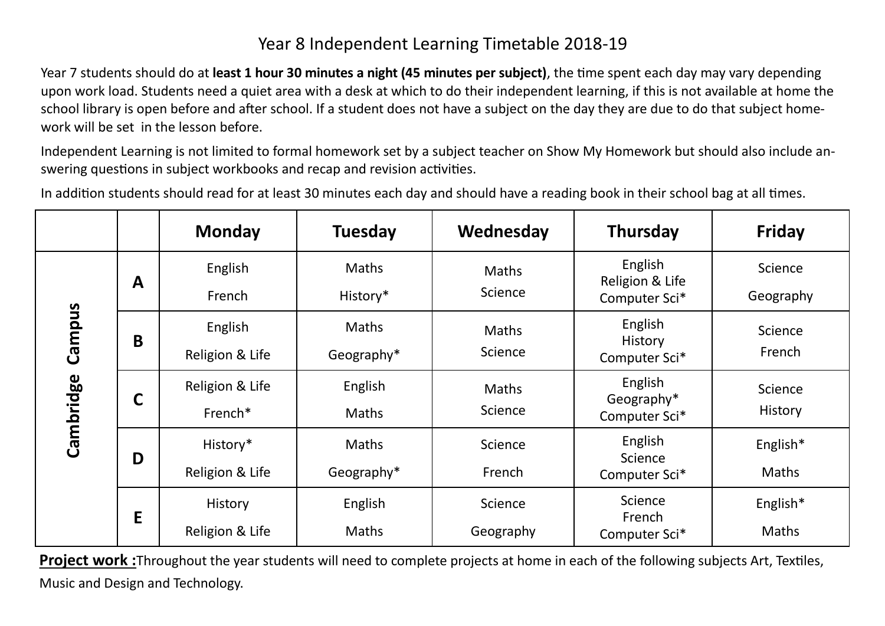# Year 8 Independent Learning Timetable 2018-19

Year 7 students should do at **least 1 hour 30 minutes a night (45 minutes per subject)**, the time spent each day may vary depending upon work load. Students need a quiet area with a desk at which to do their independent learning, if this is not available at home the school library is open before and after school. If a student does not have a subject on the day they are due to do that subject homework will be set in the lesson before.

Independent Learning is not limited to formal homework set by a subject teacher on Show My Homework but should also include answering questions in subject workbooks and recap and revision activities.

In addition students should read for at least 30 minutes each day and should have a reading book in their school bag at all times.

| | | Monday | Tuesday | Wednesday | Thursday | Friday |
|---|---|---|---|---|---|---|
| Cambridge Campus | A | English<br>French | Maths<br>History* | Maths<br>Science | English<br>Religion & Life<br>Computer Sci* | Science<br>Geography |
| | B | English<br>Religion & Life | Maths<br>Geography* | Maths<br>Science | English<br>History<br>Computer Sci* | Science<br>French |
| | C | Religion & Life<br>French* | English<br>Maths | Maths<br>Science | English<br>Geography*<br>Computer Sci* | Science<br>History |
| | D | History*<br>Religion & Life | Maths<br>Geography* | Science<br>French | English<br>Science<br>Computer Sci* | English*<br>Maths |
| | E | History<br>Religion & Life | English<br>Maths | Science<br>Geography | Science<br>French<br>Computer Sci* | English*<br>Maths |

**Project work :** Throughout the year students will need to complete projects at home in each of the following subjects Art, Textiles, Music and Design and Technology.